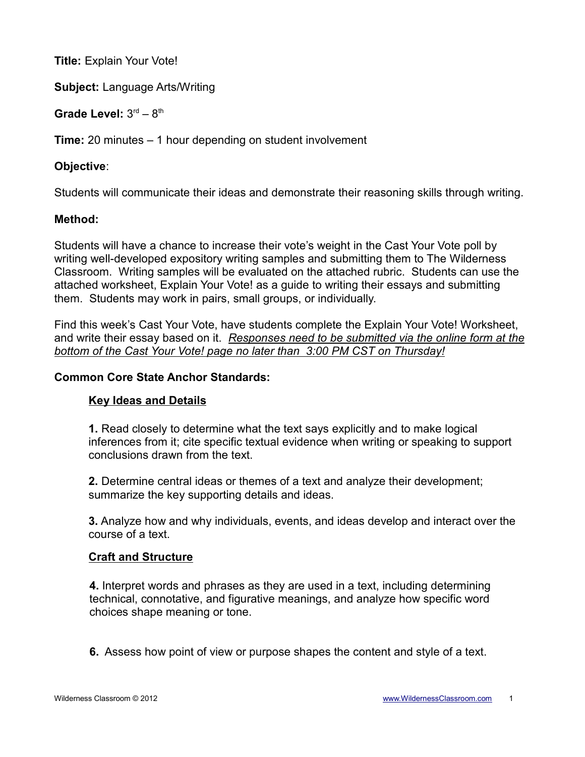**Title:** Explain Your Vote!

**Subject:** Language Arts/Writing

**Grade Level:** 3rd – 8th

**Time:** 20 minutes – 1 hour depending on student involvement

**Objective**:

Students will communicate their ideas and demonstrate their reasoning skills through writing.

**Method:**

Students will have a chance to increase their vote's weight in the Cast Your Vote poll by writing well-developed expository writing samples and submitting them to The Wilderness Classroom. Writing samples will be evaluated on the attached rubric. Students can use the attached worksheet, Explain Your Vote! as a guide to writing their essays and submitting them. Students may work in pairs, small groups, or individually.

Find this week's Cast Your Vote, have students complete the Explain Your Vote! Worksheet, and write their essay based on it. *Responses need to be submitted via the online form at the bottom of the Cast Your Vote! page no later than 3:00 PM CST on Thursday!*

**Common Core State Anchor Standards:**

**Key Ideas and Details**

**1.** Read closely to determine what the text says explicitly and to make logical inferences from it; cite specific textual evidence when writing or speaking to support conclusions drawn from the text.

**2.** Determine central ideas or themes of a text and analyze their development; summarize the key supporting details and ideas.

**3.** Analyze how and why individuals, events, and ideas develop and interact over the course of a text.

**Craft and Structure**

**4.** Interpret words and phrases as they are used in a text, including determining technical, connotative, and figurative meanings, and analyze how specific word choices shape meaning or tone.

**6.** Assess how point of view or purpose shapes the content and style of a text.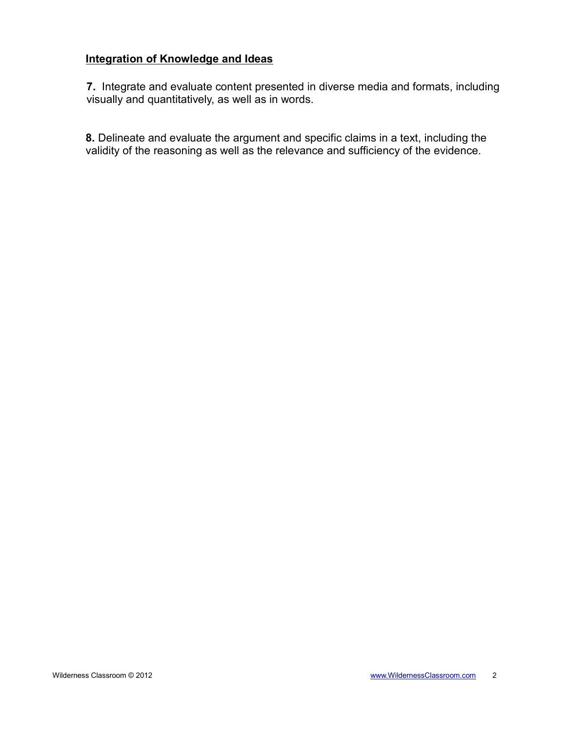## Integration of Knowledge and Ideas

**7.** Integrate and evaluate content presented in diverse media and formats, including visually and quantitatively, as well as in words.

**8.** Delineate and evaluate the argument and specific claims in a text, including the validity of the reasoning as well as the relevance and sufficiency of the evidence.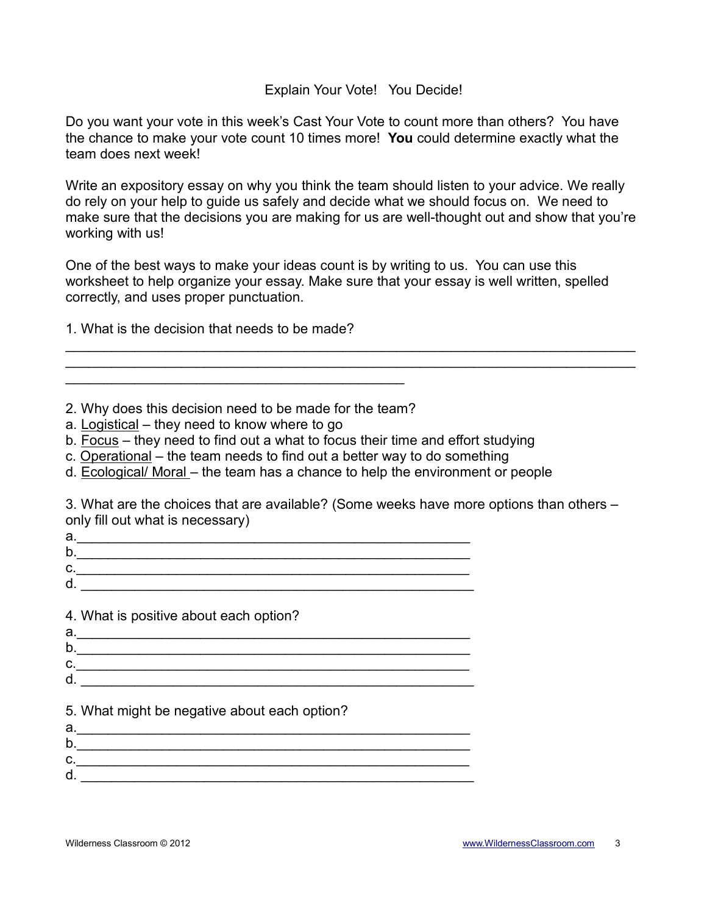Explain Your Vote!   You Decide!

Do you want your vote in this week's Cast Your Vote to count more than others? You have the chance to make your vote count 10 times more! **You** could determine exactly what the team does next week!

Write an expository essay on why you think the team should listen to your advice. We really do rely on your help to guide us safely and decide what we should focus on. We need to make sure that the decisions you are making for us are well-thought out and show that you're working with us!

One of the best ways to make your ideas count is by writing to us. You can use this worksheet to help organize your essay. Make sure that your essay is well written, spelled correctly, and uses proper punctuation.

1. What is the decision that needs to be made?

_______________________________________________________________________________
_______________________________________________________________________________
_____________________________________________

2. Why does this decision need to be made for the team?

a. Logistical – they need to know where to go
b. Focus – they need to find out a what to focus their time and effort studying
c. Operational – the team needs to find out a better way to do something
d. Ecological/ Moral – the team has a chance to help the environment or people

3. What are the choices that are available? (Some weeks have more options than others – only fill out what is necessary)

a.____________________________________________________
b.____________________________________________________
c.____________________________________________________
d. ____________________________________________________

4. What is positive about each option?

a.____________________________________________________
b.____________________________________________________
c.____________________________________________________
d. ____________________________________________________

5. What might be negative about each option?

a.____________________________________________________
b.____________________________________________________
c.____________________________________________________
d. ____________________________________________________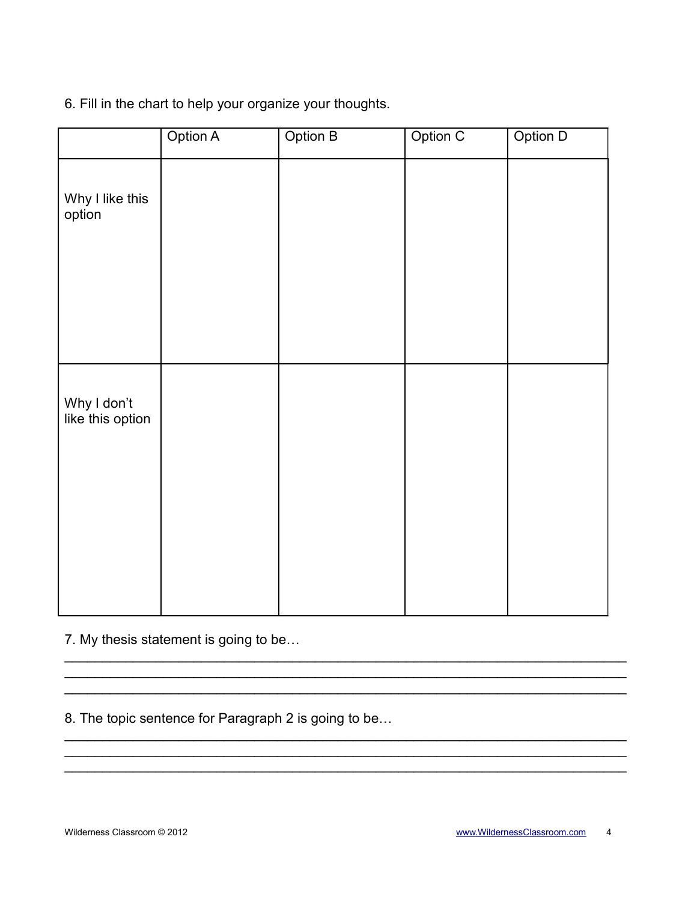6. Fill in the chart to help your organize your thoughts.

| | Option A | Option B | Option C | Option D |
|---|---|---|---|---|
| Why I like this option | | | | |
| Why I don't like this option | | | | |

7. My thesis statement is going to be…

\_\_\_\_\_\_\_\_\_\_\_\_\_\_\_\_\_\_\_\_\_\_\_\_\_\_\_\_\_\_\_\_\_\_\_\_\_\_\_\_\_\_\_\_\_\_\_\_\_\_\_\_\_\_\_\_\_\_\_\_\_\_\_\_\_\_\_\_\_\_\_\_\_\_\_\_
\_\_\_\_\_\_\_\_\_\_\_\_\_\_\_\_\_\_\_\_\_\_\_\_\_\_\_\_\_\_\_\_\_\_\_\_\_\_\_\_\_\_\_\_\_\_\_\_\_\_\_\_\_\_\_\_\_\_\_\_\_\_\_\_\_\_\_\_\_\_\_\_\_\_\_\_
\_\_\_\_\_\_\_\_\_\_\_\_\_\_\_\_\_\_\_\_\_\_\_\_\_\_\_\_\_\_\_\_\_\_\_\_\_\_\_\_\_\_\_\_\_\_\_\_\_\_\_\_\_\_\_\_\_\_\_\_\_\_\_\_\_\_\_\_\_\_\_\_\_\_\_\_

8. The topic sentence for Paragraph 2 is going to be…

\_\_\_\_\_\_\_\_\_\_\_\_\_\_\_\_\_\_\_\_\_\_\_\_\_\_\_\_\_\_\_\_\_\_\_\_\_\_\_\_\_\_\_\_\_\_\_\_\_\_\_\_\_\_\_\_\_\_\_\_\_\_\_\_\_\_\_\_\_\_\_\_\_\_\_\_
\_\_\_\_\_\_\_\_\_\_\_\_\_\_\_\_\_\_\_\_\_\_\_\_\_\_\_\_\_\_\_\_\_\_\_\_\_\_\_\_\_\_\_\_\_\_\_\_\_\_\_\_\_\_\_\_\_\_\_\_\_\_\_\_\_\_\_\_\_\_\_\_\_\_\_\_
\_\_\_\_\_\_\_\_\_\_\_\_\_\_\_\_\_\_\_\_\_\_\_\_\_\_\_\_\_\_\_\_\_\_\_\_\_\_\_\_\_\_\_\_\_\_\_\_\_\_\_\_\_\_\_\_\_\_\_\_\_\_\_\_\_\_\_\_\_\_\_\_\_\_\_\_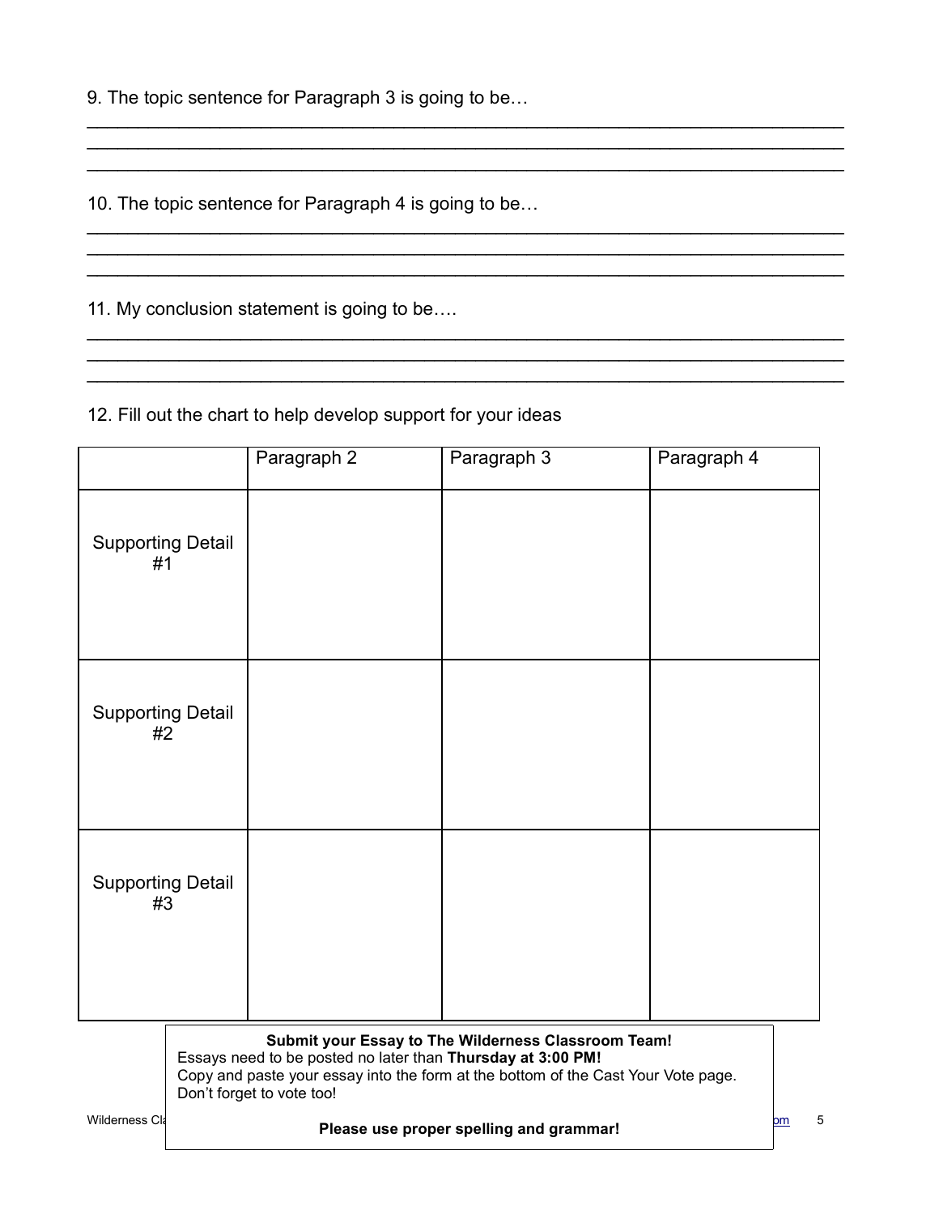9. The topic sentence for Paragraph 3 is going to be…

_______________________________________________________________________________
_______________________________________________________________________________
_______________________________________________________________________________

10. The topic sentence for Paragraph 4 is going to be…

_______________________________________________________________________________
_______________________________________________________________________________
_______________________________________________________________________________

11. My conclusion statement is going to be….

_______________________________________________________________________________
_______________________________________________________________________________
_______________________________________________________________________________

12. Fill out the chart to help develop support for your ideas

| | Paragraph 2 | Paragraph 3 | Paragraph 4 |
|---|---|---|---|
| Supporting Detail #1 | | | |
| Supporting Detail #2 | | | |
| Supporting Detail #3 | | | |

**Submit your Essay to The Wilderness Classroom Team!**

Essays need to be posted no later than **Thursday at 3:00 PM!**

Copy and paste your essay into the form at the bottom of the Cast Your Vote page.

Don't forget to vote too!

**Please use proper spelling and grammar!**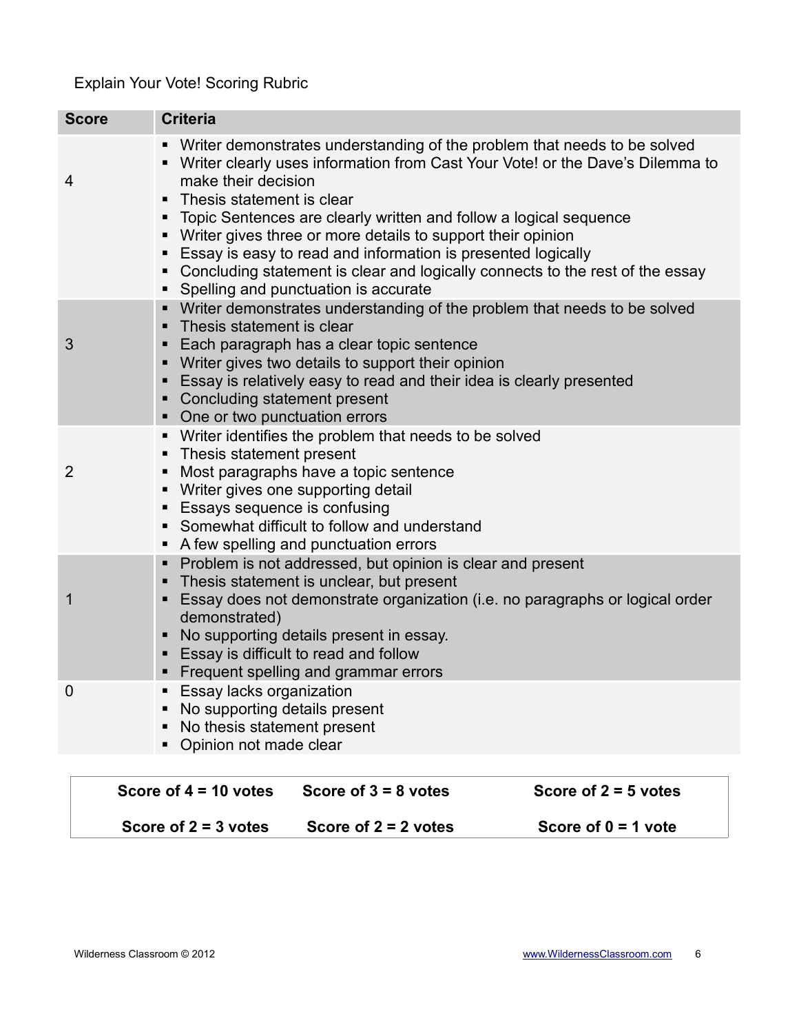Explain Your Vote! Scoring Rubric

| Score | Criteria |
|---|---|
| 4 | ▪ Writer demonstrates understanding of the problem that needs to be solved<br>▪ Writer clearly uses information from Cast Your Vote! or the Dave's Dilemma to make their decision<br>▪ Thesis statement is clear<br>▪ Topic Sentences are clearly written and follow a logical sequence<br>▪ Writer gives three or more details to support their opinion<br>▪ Essay is easy to read and information is presented logically<br>▪ Concluding statement is clear and logically connects to the rest of the essay<br>▪ Spelling and punctuation is accurate |
| 3 | ▪ Writer demonstrates understanding of the problem that needs to be solved<br>▪ Thesis statement is clear<br>▪ Each paragraph has a clear topic sentence<br>▪ Writer gives two details to support their opinion<br>▪ Essay is relatively easy to read and their idea is clearly presented<br>▪ Concluding statement present<br>▪ One or two punctuation errors |
| 2 | ▪ Writer identifies the problem that needs to be solved<br>▪ Thesis statement present<br>▪ Most paragraphs have a topic sentence<br>▪ Writer gives one supporting detail<br>▪ Essays sequence is confusing<br>▪ Somewhat difficult to follow and understand<br>▪ A few spelling and punctuation errors |
| 1 | ▪ Problem is not addressed, but opinion is clear and present<br>▪ Thesis statement is unclear, but present<br>▪ Essay does not demonstrate organization (i.e. no paragraphs or logical order demonstrated)<br>▪ No supporting details present in essay.<br>▪ Essay is difficult to read and follow<br>▪ Frequent spelling and grammar errors |
| 0 | ▪ Essay lacks organization<br>▪ No supporting details present<br>▪ No thesis statement present<br>▪ Opinion not made clear |

| | | |
|---|---|---|
| **Score of 4 = 10 votes** | **Score of 3 = 8 votes** | **Score of 2 = 5 votes** |
| **Score of 2 = 3 votes** | **Score of 2 = 2 votes** | **Score of 0 = 1 vote** |